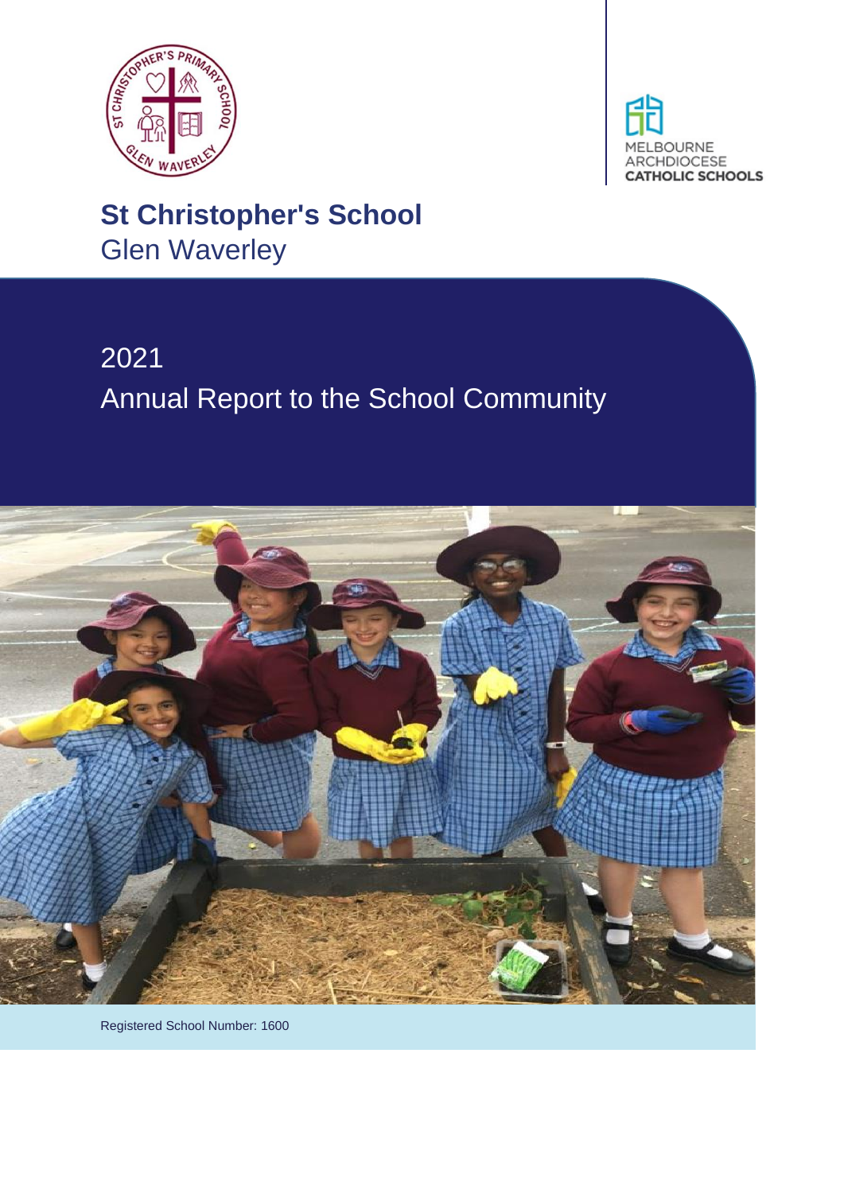# St Christopher's School

Glen Waverley

## 2021

## Annual Report to the School Community

Registered School Number: 1600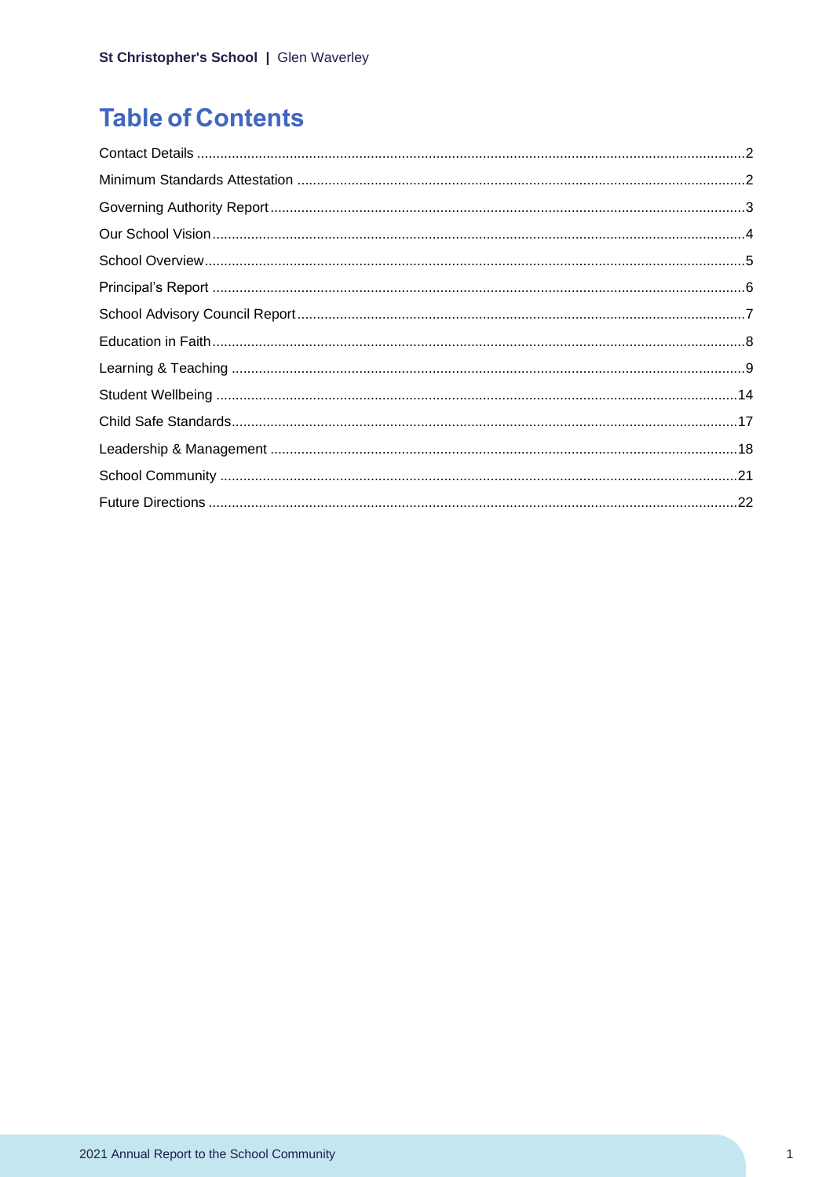# Table of Contents

Contact Details ....................................................................................................................................2
Minimum Standards Attestation ..........................................................................................................2
Governing Authority Report.................................................................................................................3
Our School Vision................................................................................................................................4
School Overview..................................................................................................................................5
Principal's Report ................................................................................................................................6
School Advisory Council Report..........................................................................................................7
Education in Faith................................................................................................................................8
Learning & Teaching ...........................................................................................................................9
Student Wellbeing .............................................................................................................................14
Child Safe Standards.........................................................................................................................17
Leadership & Management ...............................................................................................................18
School Community ............................................................................................................................21
Future Directions ...............................................................................................................................22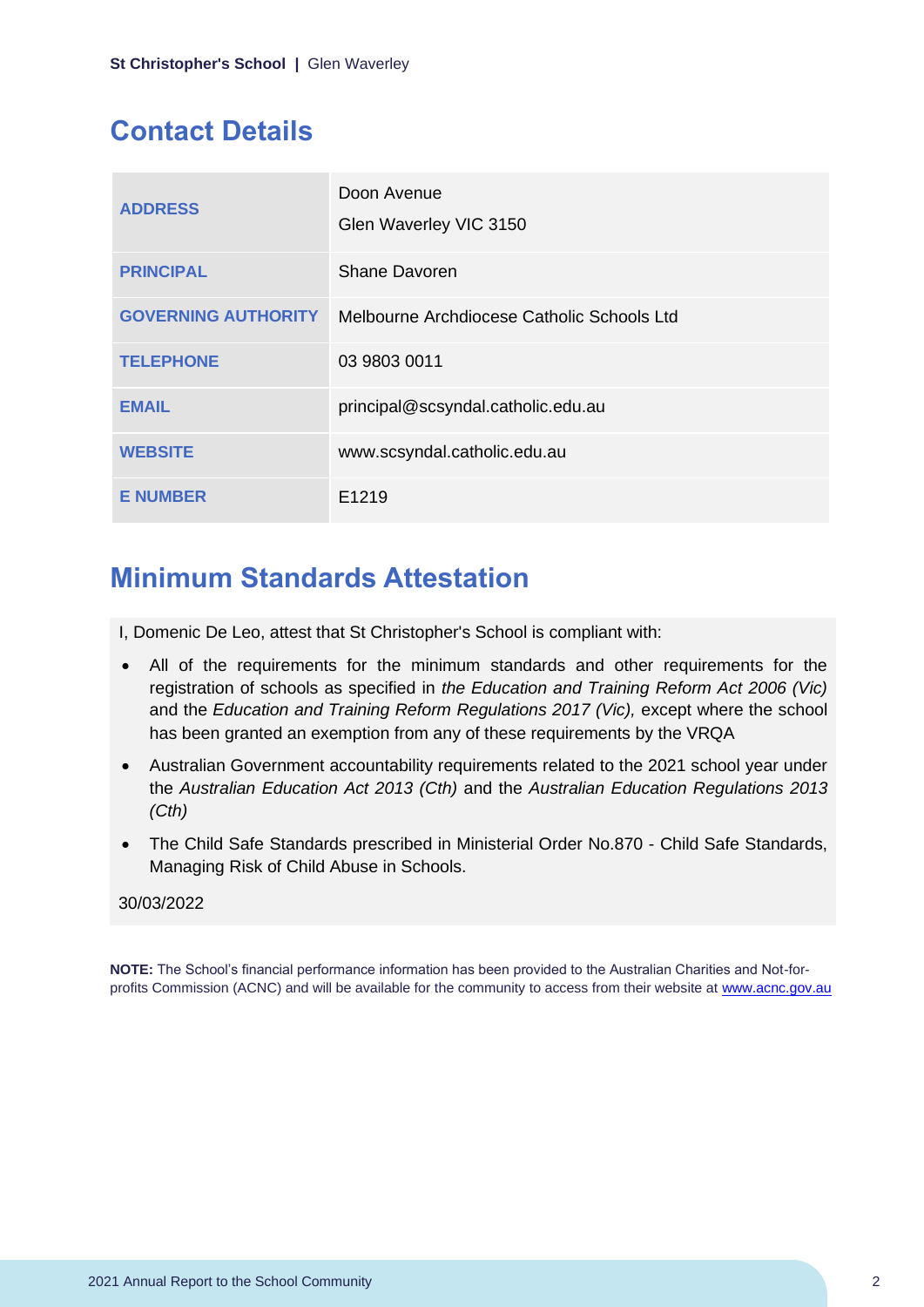## Contact Details

| | |
|---|---|
| **ADDRESS** | Doon Avenue<br>Glen Waverley VIC 3150 |
| **PRINCIPAL** | Shane Davoren |
| **GOVERNING AUTHORITY** | Melbourne Archdiocese Catholic Schools Ltd |
| **TELEPHONE** | 03 9803 0011 |
| **EMAIL** | principal@scsyndal.catholic.edu.au |
| **WEBSITE** | www.scsyndal.catholic.edu.au |
| **E NUMBER** | E1219 |

## Minimum Standards Attestation

I, Domenic De Leo, attest that St Christopher's School is compliant with:

- All of the requirements for the minimum standards and other requirements for the registration of schools as specified in *the Education and Training Reform Act 2006 (Vic)* and the *Education and Training Reform Regulations 2017 (Vic),* except where the school has been granted an exemption from any of these requirements by the VRQA
- Australian Government accountability requirements related to the 2021 school year under the *Australian Education Act 2013 (Cth)* and the *Australian Education Regulations 2013 (Cth)*
- The Child Safe Standards prescribed in Ministerial Order No.870 - Child Safe Standards, Managing Risk of Child Abuse in Schools.

30/03/2022

**NOTE:** The School's financial performance information has been provided to the Australian Charities and Not-for-profits Commission (ACNC) and will be available for the community to access from their website at www.acnc.gov.au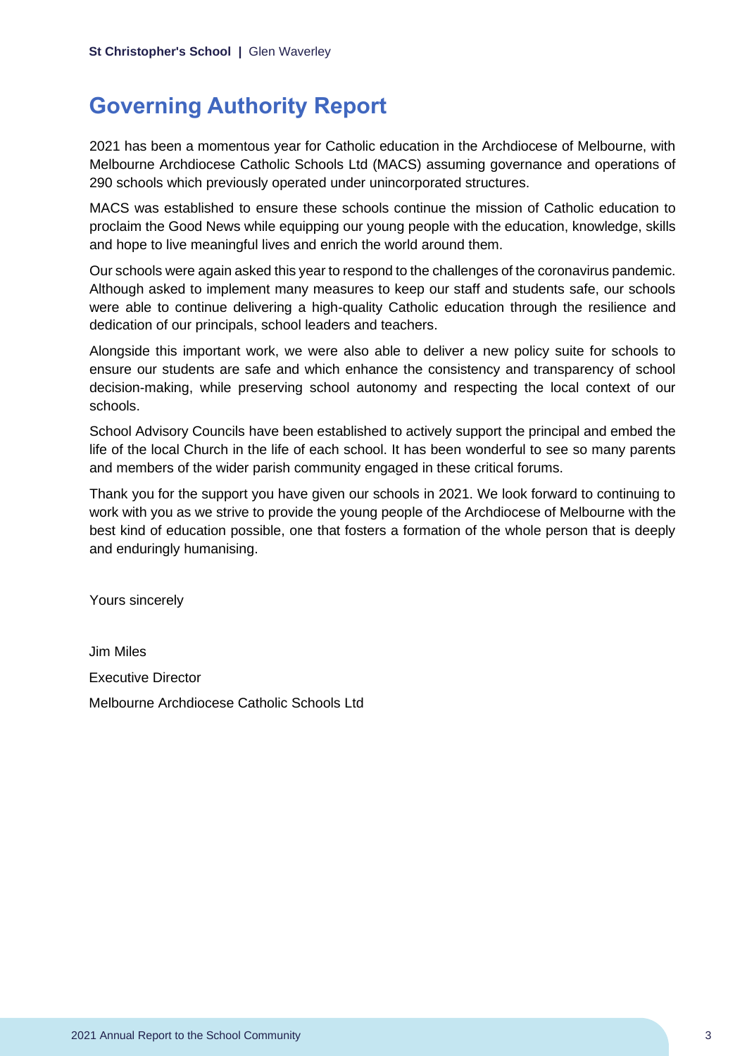# Governing Authority Report

2021 has been a momentous year for Catholic education in the Archdiocese of Melbourne, with Melbourne Archdiocese Catholic Schools Ltd (MACS) assuming governance and operations of 290 schools which previously operated under unincorporated structures.

MACS was established to ensure these schools continue the mission of Catholic education to proclaim the Good News while equipping our young people with the education, knowledge, skills and hope to live meaningful lives and enrich the world around them.

Our schools were again asked this year to respond to the challenges of the coronavirus pandemic. Although asked to implement many measures to keep our staff and students safe, our schools were able to continue delivering a high-quality Catholic education through the resilience and dedication of our principals, school leaders and teachers.

Alongside this important work, we were also able to deliver a new policy suite for schools to ensure our students are safe and which enhance the consistency and transparency of school decision-making, while preserving school autonomy and respecting the local context of our schools.

School Advisory Councils have been established to actively support the principal and embed the life of the local Church in the life of each school. It has been wonderful to see so many parents and members of the wider parish community engaged in these critical forums.

Thank you for the support you have given our schools in 2021. We look forward to continuing to work with you as we strive to provide the young people of the Archdiocese of Melbourne with the best kind of education possible, one that fosters a formation of the whole person that is deeply and enduringly humanising.

Yours sincerely

Jim Miles

Executive Director

Melbourne Archdiocese Catholic Schools Ltd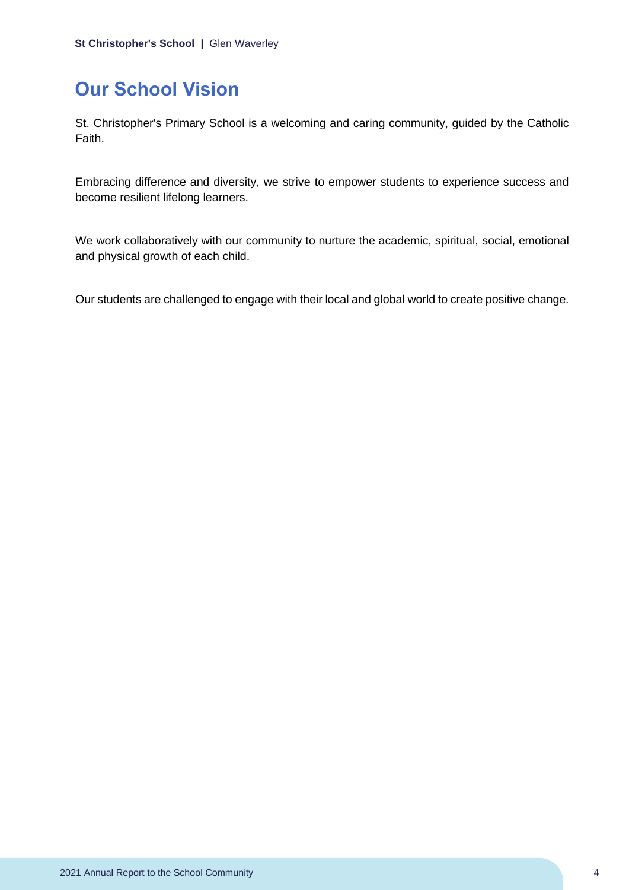# Our School Vision

St. Christopher's Primary School is a welcoming and caring community, guided by the Catholic Faith.

Embracing difference and diversity, we strive to empower students to experience success and become resilient lifelong learners.

We work collaboratively with our community to nurture the academic, spiritual, social, emotional and physical growth of each child.

Our students are challenged to engage with their local and global world to create positive change.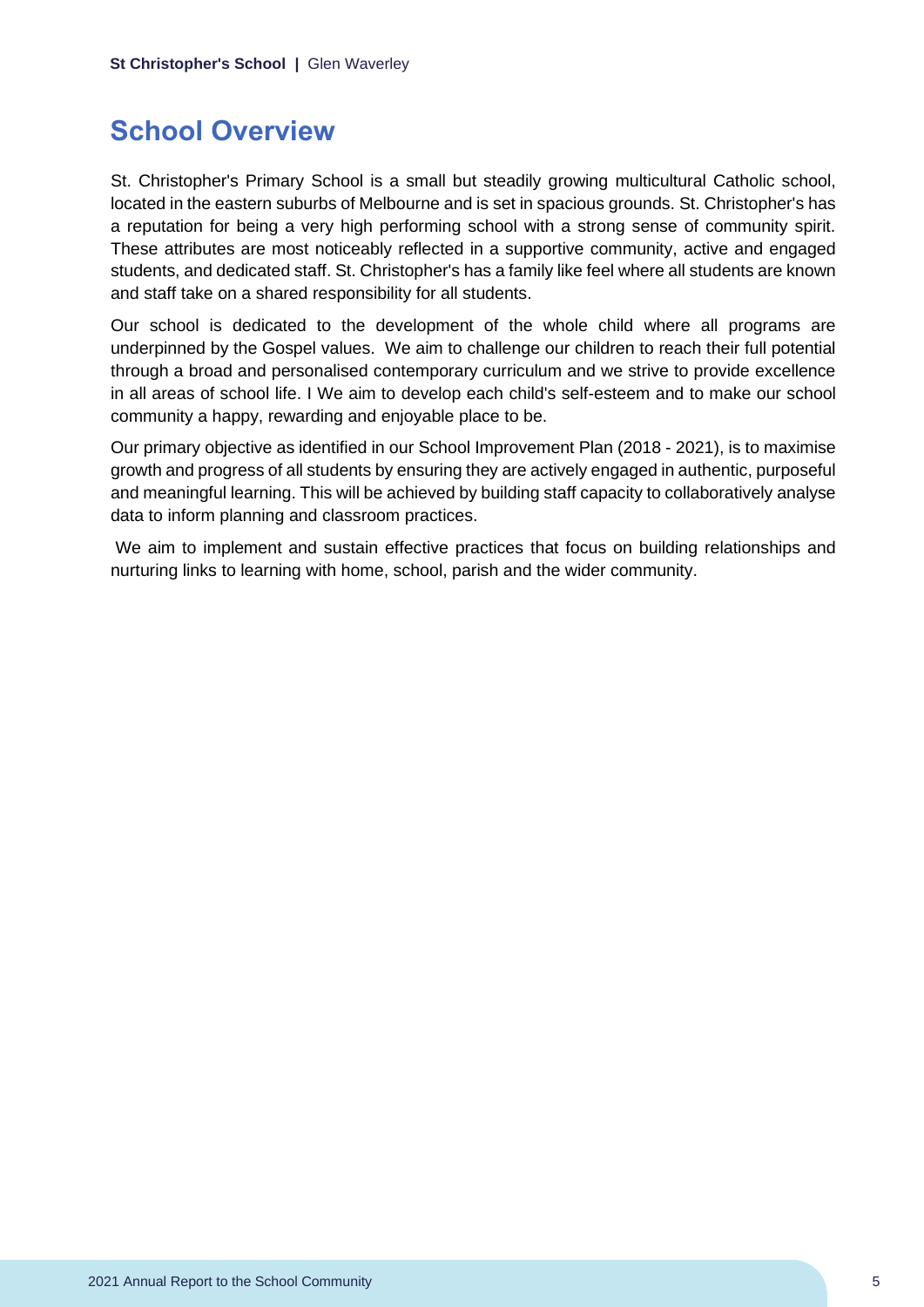## School Overview

St. Christopher's Primary School is a small but steadily growing multicultural Catholic school, located in the eastern suburbs of Melbourne and is set in spacious grounds. St. Christopher's has a reputation for being a very high performing school with a strong sense of community spirit. These attributes are most noticeably reflected in a supportive community, active and engaged students, and dedicated staff. St. Christopher's has a family like feel where all students are known and staff take on a shared responsibility for all students.

Our school is dedicated to the development of the whole child where all programs are underpinned by the Gospel values. We aim to challenge our children to reach their full potential through a broad and personalised contemporary curriculum and we strive to provide excellence in all areas of school life. I We aim to develop each child's self-esteem and to make our school community a happy, rewarding and enjoyable place to be.

Our primary objective as identified in our School Improvement Plan (2018 - 2021), is to maximise growth and progress of all students by ensuring they are actively engaged in authentic, purposeful and meaningful learning. This will be achieved by building staff capacity to collaboratively analyse data to inform planning and classroom practices.

We aim to implement and sustain effective practices that focus on building relationships and nurturing links to learning with home, school, parish and the wider community.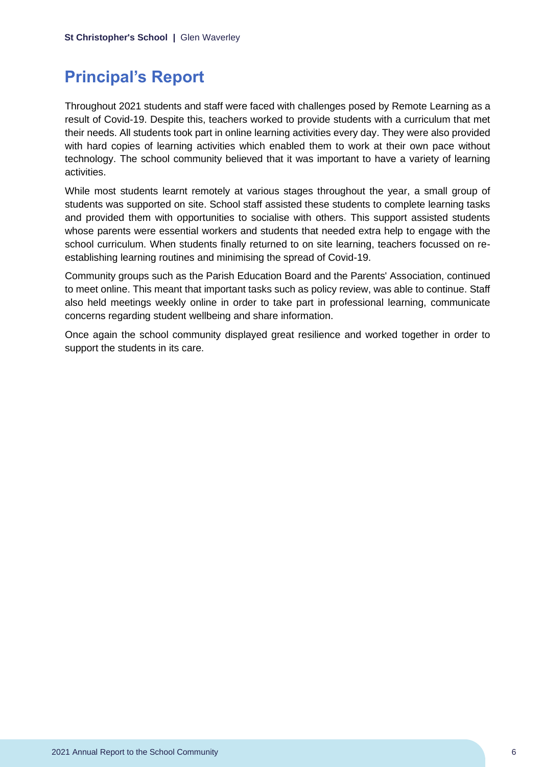# Principal's Report

Throughout 2021 students and staff were faced with challenges posed by Remote Learning as a result of Covid-19. Despite this, teachers worked to provide students with a curriculum that met their needs. All students took part in online learning activities every day. They were also provided with hard copies of learning activities which enabled them to work at their own pace without technology. The school community believed that it was important to have a variety of learning activities.

While most students learnt remotely at various stages throughout the year, a small group of students was supported on site. School staff assisted these students to complete learning tasks and provided them with opportunities to socialise with others. This support assisted students whose parents were essential workers and students that needed extra help to engage with the school curriculum. When students finally returned to on site learning, teachers focussed on re-establishing learning routines and minimising the spread of Covid-19.

Community groups such as the Parish Education Board and the Parents' Association, continued to meet online. This meant that important tasks such as policy review, was able to continue. Staff also held meetings weekly online in order to take part in professional learning, communicate concerns regarding student wellbeing and share information.

Once again the school community displayed great resilience and worked together in order to support the students in its care.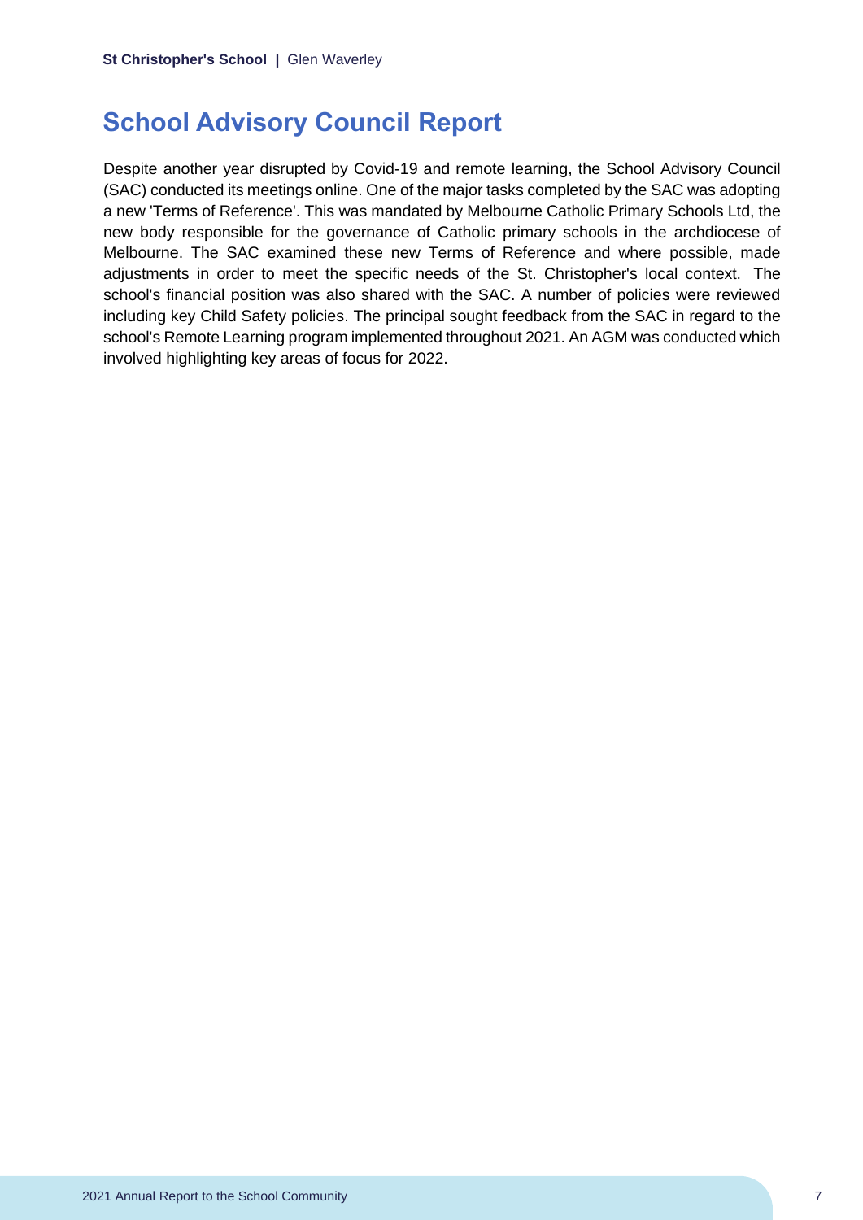# School Advisory Council Report

Despite another year disrupted by Covid-19 and remote learning, the School Advisory Council (SAC) conducted its meetings online. One of the major tasks completed by the SAC was adopting a new 'Terms of Reference'. This was mandated by Melbourne Catholic Primary Schools Ltd, the new body responsible for the governance of Catholic primary schools in the archdiocese of Melbourne. The SAC examined these new Terms of Reference and where possible, made adjustments in order to meet the specific needs of the St. Christopher's local context. The school's financial position was also shared with the SAC. A number of policies were reviewed including key Child Safety policies. The principal sought feedback from the SAC in regard to the school's Remote Learning program implemented throughout 2021. An AGM was conducted which involved highlighting key areas of focus for 2022.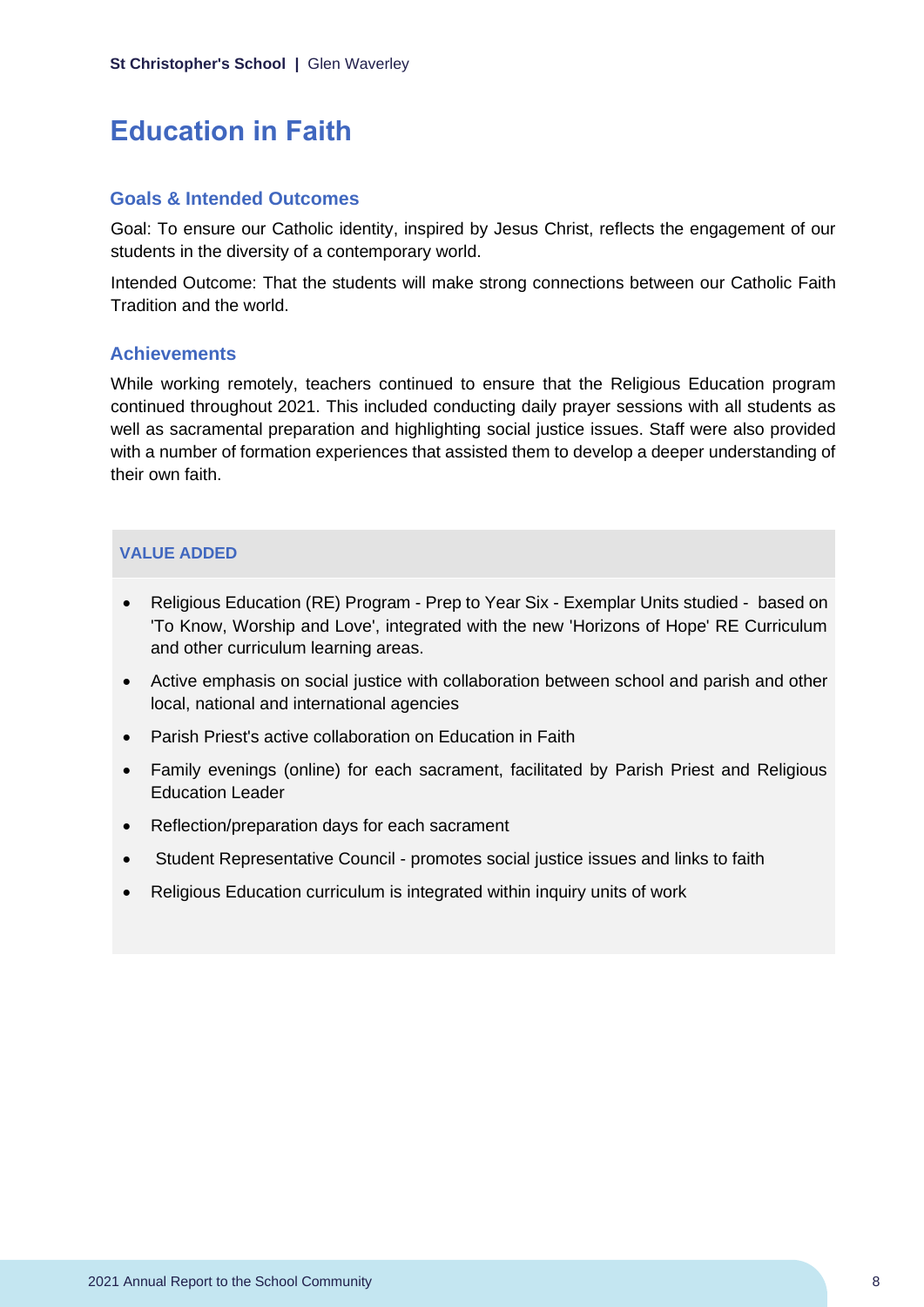# Education in Faith

## Goals & Intended Outcomes

Goal: To ensure our Catholic identity, inspired by Jesus Christ, reflects the engagement of our students in the diversity of a contemporary world.

Intended Outcome: That the students will make strong connections between our Catholic Faith Tradition and the world.

## Achievements

While working remotely, teachers continued to ensure that the Religious Education program continued throughout 2021. This included conducting daily prayer sessions with all students as well as sacramental preparation and highlighting social justice issues. Staff were also provided with a number of formation experiences that assisted them to develop a deeper understanding of their own faith.

### VALUE ADDED

- Religious Education (RE) Program - Prep to Year Six - Exemplar Units studied - based on 'To Know, Worship and Love', integrated with the new 'Horizons of Hope' RE Curriculum and other curriculum learning areas.
- Active emphasis on social justice with collaboration between school and parish and other local, national and international agencies
- Parish Priest's active collaboration on Education in Faith
- Family evenings (online) for each sacrament, facilitated by Parish Priest and Religious Education Leader
- Reflection/preparation days for each sacrament
- Student Representative Council - promotes social justice issues and links to faith
- Religious Education curriculum is integrated within inquiry units of work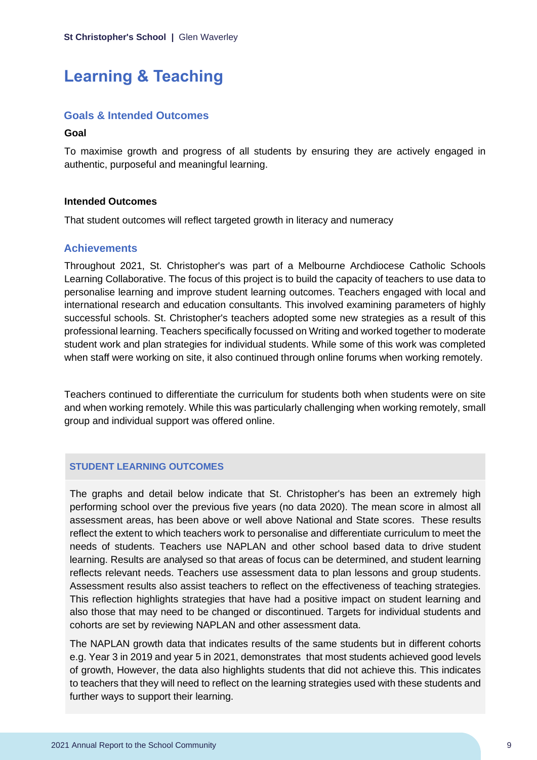# Learning & Teaching

## Goals & Intended Outcomes

**Goal**

To maximise growth and progress of all students by ensuring they are actively engaged in authentic, purposeful and meaningful learning.

**Intended Outcomes**

That student outcomes will reflect targeted growth in literacy and numeracy

## Achievements

Throughout 2021, St. Christopher's was part of a Melbourne Archdiocese Catholic Schools Learning Collaborative. The focus of this project is to build the capacity of teachers to use data to personalise learning and improve student learning outcomes. Teachers engaged with local and international research and education consultants. This involved examining parameters of highly successful schools. St. Christopher's teachers adopted some new strategies as a result of this professional learning. Teachers specifically focussed on Writing and worked together to moderate student work and plan strategies for individual students. While some of this work was completed when staff were working on site, it also continued through online forums when working remotely.

Teachers continued to differentiate the curriculum for students both when students were on site and when working remotely. While this was particularly challenging when working remotely, small group and individual support was offered online.

### STUDENT LEARNING OUTCOMES

The graphs and detail below indicate that St. Christopher's has been an extremely high performing school over the previous five years (no data 2020). The mean score in almost all assessment areas, has been above or well above National and State scores. These results reflect the extent to which teachers work to personalise and differentiate curriculum to meet the needs of students. Teachers use NAPLAN and other school based data to drive student learning. Results are analysed so that areas of focus can be determined, and student learning reflects relevant needs. Teachers use assessment data to plan lessons and group students. Assessment results also assist teachers to reflect on the effectiveness of teaching strategies. This reflection highlights strategies that have had a positive impact on student learning and also those that may need to be changed or discontinued. Targets for individual students and cohorts are set by reviewing NAPLAN and other assessment data.

The NAPLAN growth data that indicates results of the same students but in different cohorts e.g. Year 3 in 2019 and year 5 in 2021, demonstrates that most students achieved good levels of growth, However, the data also highlights students that did not achieve this. This indicates to teachers that they will need to reflect on the learning strategies used with these students and further ways to support their learning.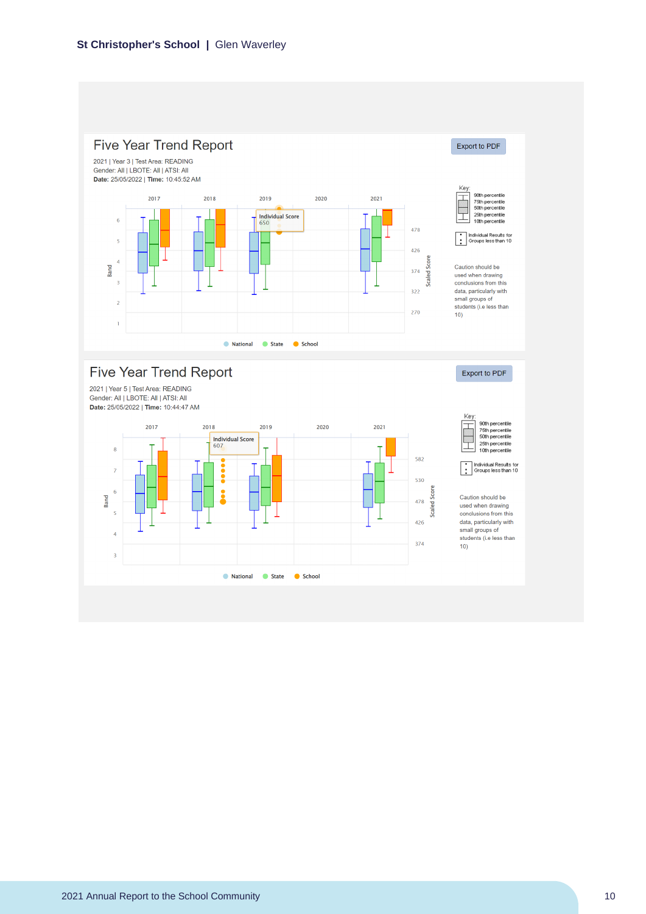# Five Year Trend Report

2021 | Year 3 | Test Area: READING
Gender: All | LBOTE: All | ATSI: All
**Date:** 25/05/2022 | **Time:** 10:45:52 AM

Export to PDF

Key:
- 90th percentile
- 75th percentile
- 50th percentile
- 25th percentile
- 10th percentile
- Individual Results for Groups less than 10

Caution should be used when drawing conclusions from this data, particularly with small groups of students (i.e less than 10)

2017 2018 2019 2020 2021

Individual Score 650

Band: 1 2 3 4 5 6
Scaled Score: 270 322 374 426 478

National State School

# Five Year Trend Report

2021 | Year 5 | Test Area: READING
Gender: All | LBOTE: All | ATSI: All
**Date:** 25/05/2022 | **Time:** 10:44:47 AM

Export to PDF

Key:
- 90th percentile
- 75th percentile
- 50th percentile
- 25th percentile
- 10th percentile
- Individual Results for Groups less than 10

Caution should be used when drawing conclusions from this data, particularly with small groups of students (i.e less than 10)

2017 2018 2019 2020 2021

Individual Score 607

Band: 3 4 5 6 7 8
Scaled Score: 374 426 478 530 582

National State School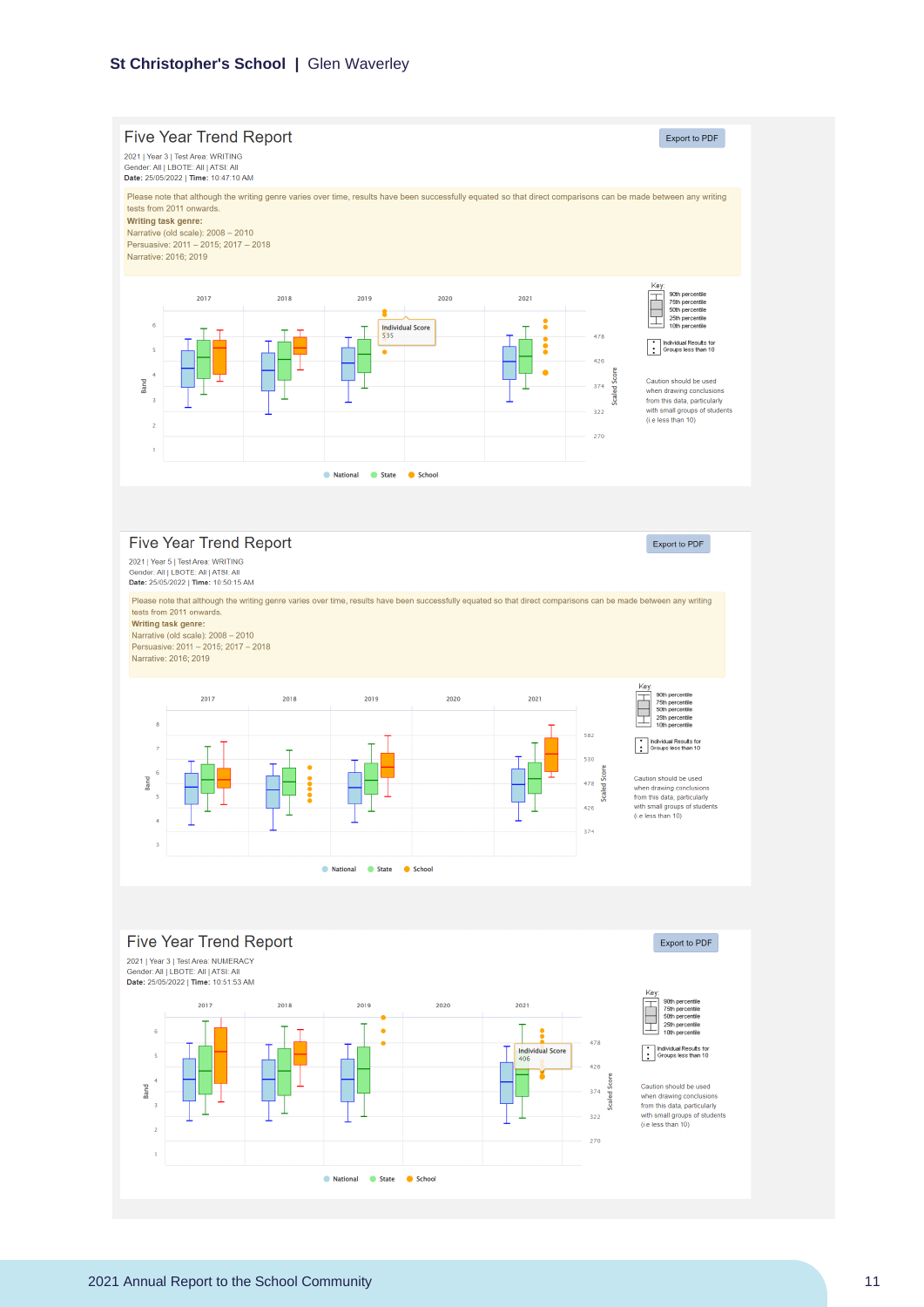## Five Year Trend Report

2021 | Year 3 | Test Area: WRITING
Gender: All | LBOTE: All | ATSI: All
**Date:** 25/05/2022 | **Time:** 10:47:10 AM

Please note that although the writing genre varies over time, results have been successfully equated so that direct comparisons can be made between any writing tests from 2011 onwards.
**Writing task genre:**
Narrative (old scale): 2008 – 2010
Persuasive: 2011 – 2015; 2017 – 2018
Narrative: 2016; 2019

Key: 90th percentile, 75th percentile, 50th percentile, 25th percentile, 10th percentile. Individual Results for Groups less than 10.

Caution should be used when drawing conclusions from this data, particularly with small groups of students (i.e less than 10)

Individual Score 535

National · State · School

## Five Year Trend Report

2021 | Year 5 | Test Area: WRITING
Gender: All | LBOTE: All | ATSI: All
**Date:** 25/05/2022 | **Time:** 10:50:15 AM

Please note that although the writing genre varies over time, results have been successfully equated so that direct comparisons can be made between any writing tests from 2011 onwards.
**Writing task genre:**
Narrative (old scale): 2008 – 2010
Persuasive: 2011 – 2015; 2017 – 2018
Narrative: 2016; 2019

Key: 90th percentile, 75th percentile, 50th percentile, 25th percentile, 10th percentile. Individual Results for Groups less than 10.

Caution should be used when drawing conclusions from this data, particularly with small groups of students (i.e less than 10)

National · State · School

## Five Year Trend Report

2021 | Year 3 | Test Area: NUMERACY
Gender: All | LBOTE: All | ATSI: All
**Date:** 25/05/2022 | **Time:** 10:51:53 AM

Key: 90th percentile, 75th percentile, 50th percentile, 25th percentile, 10th percentile. Individual Results for Groups less than 10.

Caution should be used when drawing conclusions from this data, particularly with small groups of students (i.e less than 10)

Individual Score 406

National · State · School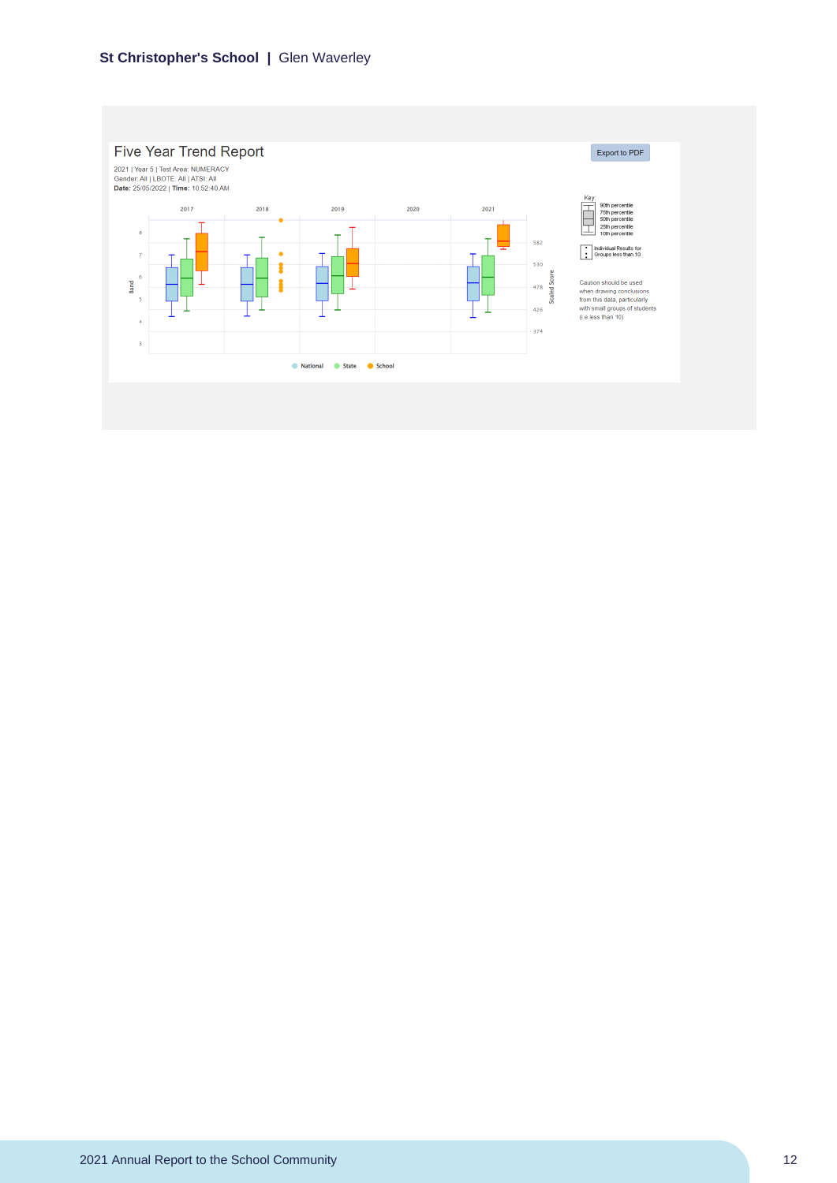## Five Year Trend Report

2021 | Year 5 | Test Area: NUMERACY
Gender: All | LBOTE: All | ATSI: All
**Date:** 25/05/2022 | **Time:** 10:52:40 AM

Export to PDF

Key:
- 90th percentile
- 75th percentile
- 50th percentile
- 25th percentile
- 10th percentile

Individual Results for Groups less than 10

Caution should be used when drawing conclusions from this data, particularly with small groups of students (i.e less than 10)

2017 | 2018 | 2019 | 2020 | 2021

Band: 8, 7, 6, 5, 4, 3

Scaled Score: 582, 530, 478, 426, 374

National | State | School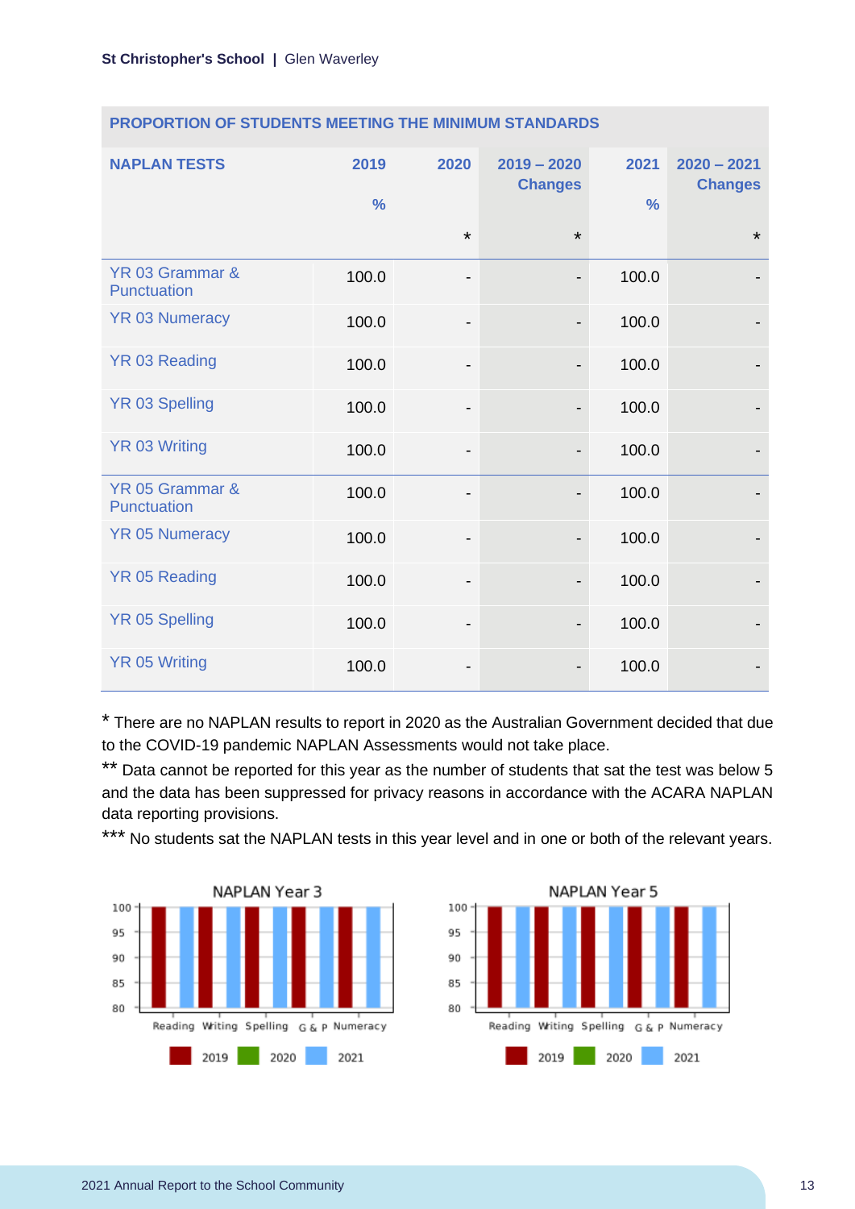| PROPORTION OF STUDENTS MEETING THE MINIMUM STANDARDS | | | | | |
|---|---|---|---|---|---|
| **NAPLAN TESTS** | **2019** **%** | **2020** * | **2019 – 2020 Changes** * | **2021** **%** | **2020 – 2021 Changes** * |
| YR 03 Grammar & Punctuation | 100.0 | - | - | 100.0 | - |
| YR 03 Numeracy | 100.0 | - | - | 100.0 | - |
| YR 03 Reading | 100.0 | - | - | 100.0 | - |
| YR 03 Spelling | 100.0 | - | - | 100.0 | - |
| YR 03 Writing | 100.0 | - | - | 100.0 | - |
| YR 05 Grammar & Punctuation | 100.0 | - | - | 100.0 | - |
| YR 05 Numeracy | 100.0 | - | - | 100.0 | - |
| YR 05 Reading | 100.0 | - | - | 100.0 | - |
| YR 05 Spelling | 100.0 | - | - | 100.0 | - |
| YR 05 Writing | 100.0 | - | - | 100.0 | - |

* There are no NAPLAN results to report in 2020 as the Australian Government decided that due to the COVID-19 pandemic NAPLAN Assessments would not take place.

** Data cannot be reported for this year as the number of students that sat the test was below 5 and the data has been suppressed for privacy reasons in accordance with the ACARA NAPLAN data reporting provisions.

*** No students sat the NAPLAN tests in this year level and in one or both of the relevant years.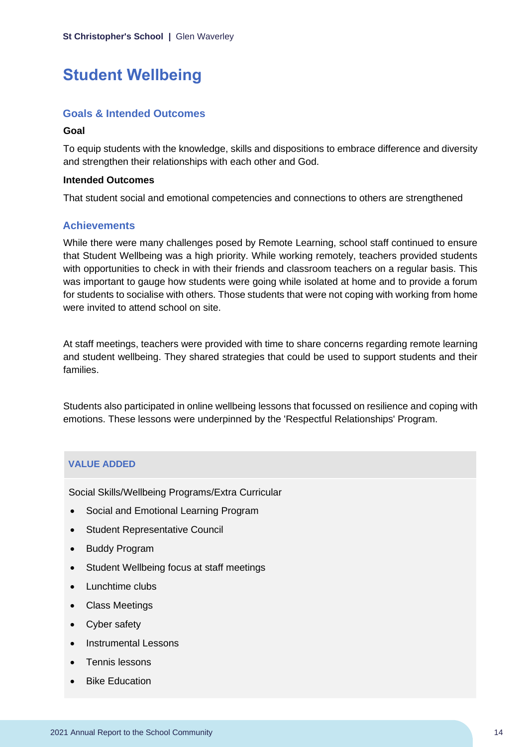# Student Wellbeing

## Goals & Intended Outcomes

**Goal**

To equip students with the knowledge, skills and dispositions to embrace difference and diversity and strengthen their relationships with each other and God.

**Intended Outcomes**

That student social and emotional competencies and connections to others are strengthened

## Achievements

While there were many challenges posed by Remote Learning, school staff continued to ensure that Student Wellbeing was a high priority. While working remotely, teachers provided students with opportunities to check in with their friends and classroom teachers on a regular basis. This was important to gauge how students were going while isolated at home and to provide a forum for students to socialise with others. Those students that were not coping with working from home were invited to attend school on site.

At staff meetings, teachers were provided with time to share concerns regarding remote learning and student wellbeing. They shared strategies that could be used to support students and their families.

Students also participated in online wellbeing lessons that focussed on resilience and coping with emotions. These lessons were underpinned by the 'Respectful Relationships' Program.

### VALUE ADDED

Social Skills/Wellbeing Programs/Extra Curricular

- Social and Emotional Learning Program
- Student Representative Council
- Buddy Program
- Student Wellbeing focus at staff meetings
- Lunchtime clubs
- Class Meetings
- Cyber safety
- Instrumental Lessons
- Tennis lessons
- Bike Education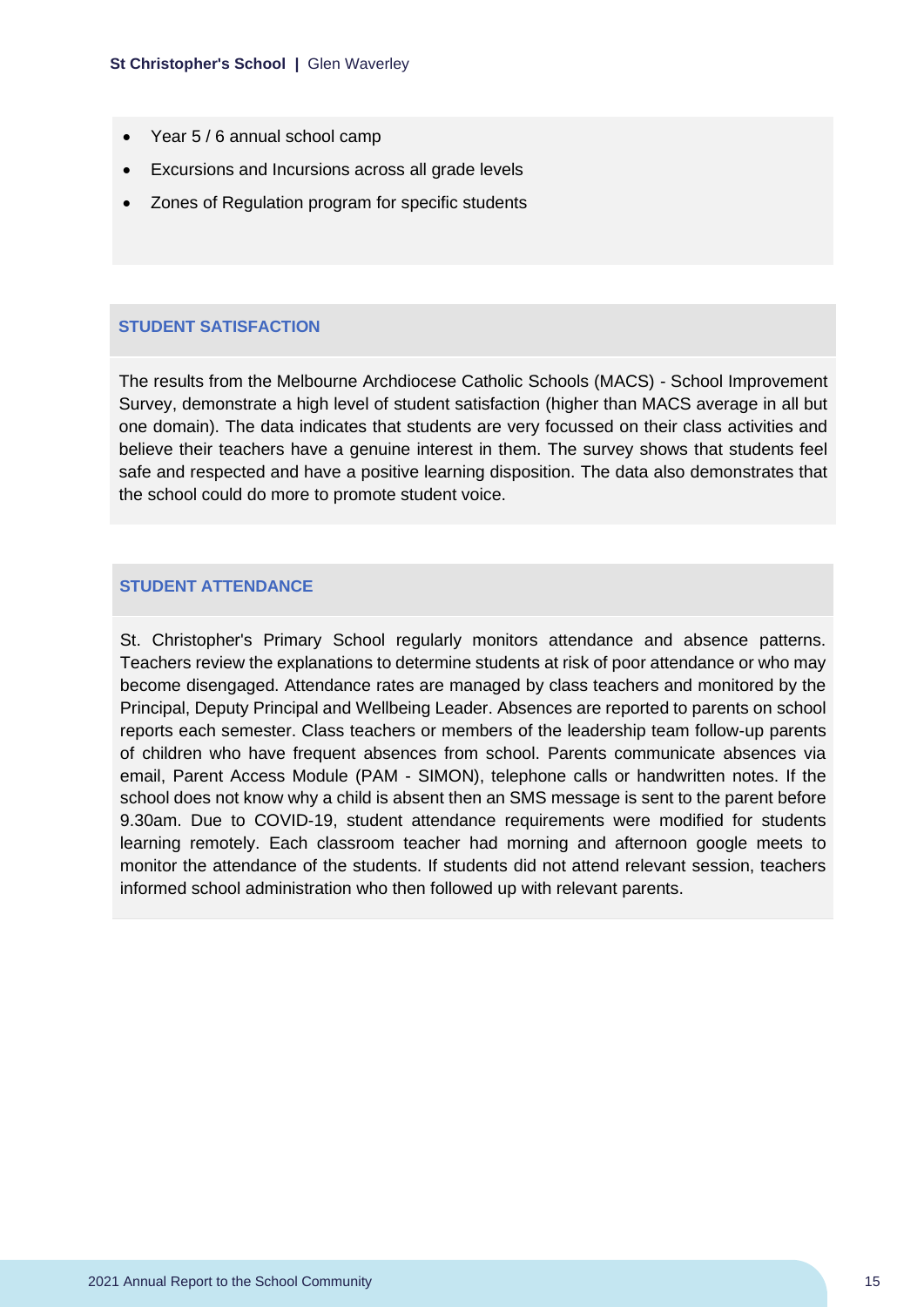- Year 5 / 6 annual school camp
- Excursions and Incursions across all grade levels
- Zones of Regulation program for specific students

## STUDENT SATISFACTION

The results from the Melbourne Archdiocese Catholic Schools (MACS) - School Improvement Survey, demonstrate a high level of student satisfaction (higher than MACS average in all but one domain). The data indicates that students are very focussed on their class activities and believe their teachers have a genuine interest in them. The survey shows that students feel safe and respected and have a positive learning disposition. The data also demonstrates that the school could do more to promote student voice.

## STUDENT ATTENDANCE

St. Christopher's Primary School regularly monitors attendance and absence patterns. Teachers review the explanations to determine students at risk of poor attendance or who may become disengaged. Attendance rates are managed by class teachers and monitored by the Principal, Deputy Principal and Wellbeing Leader. Absences are reported to parents on school reports each semester. Class teachers or members of the leadership team follow-up parents of children who have frequent absences from school. Parents communicate absences via email, Parent Access Module (PAM - SIMON), telephone calls or handwritten notes. If the school does not know why a child is absent then an SMS message is sent to the parent before 9.30am. Due to COVID-19, student attendance requirements were modified for students learning remotely. Each classroom teacher had morning and afternoon google meets to monitor the attendance of the students. If students did not attend relevant session, teachers informed school administration who then followed up with relevant parents.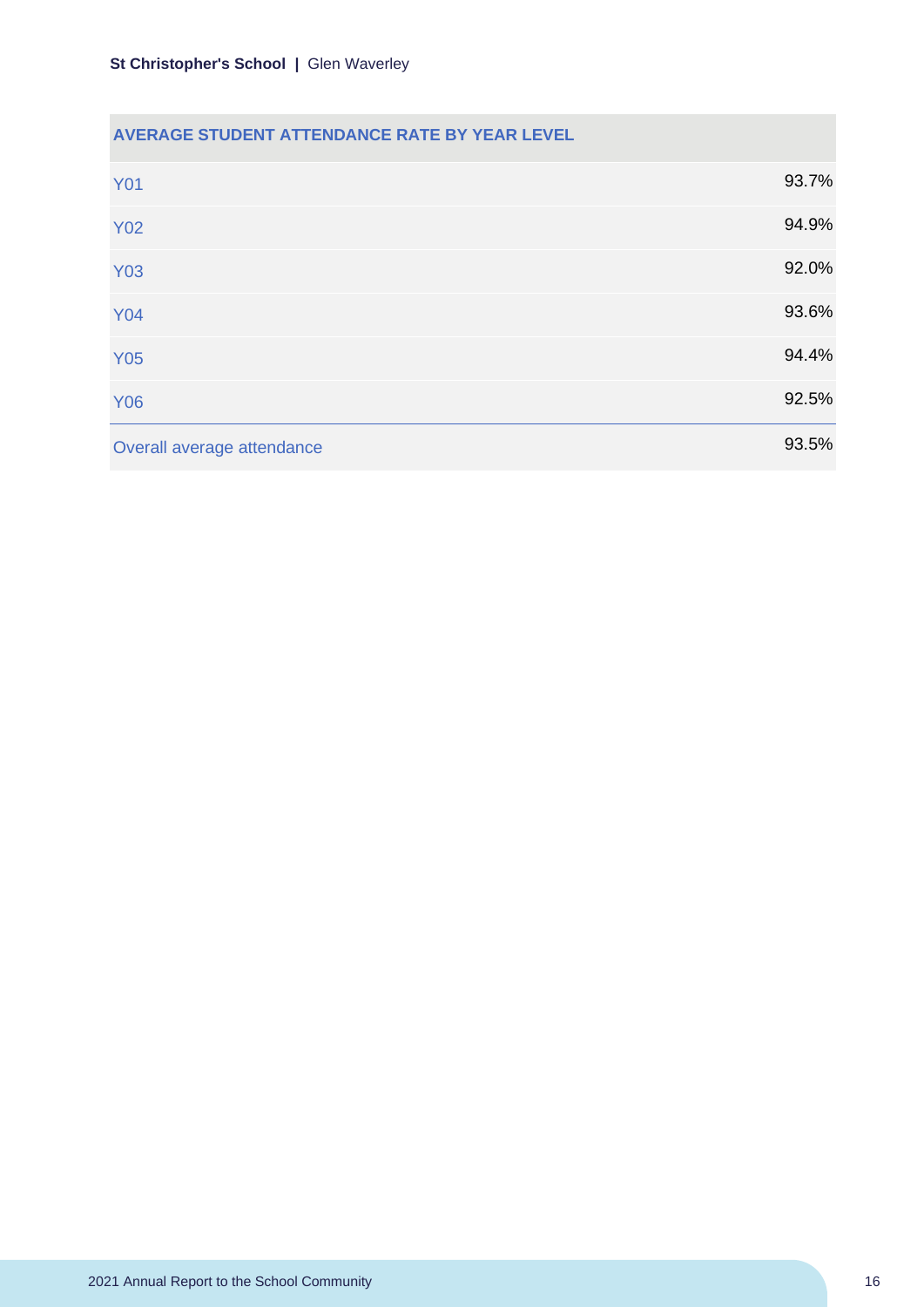| AVERAGE STUDENT ATTENDANCE RATE BY YEAR LEVEL | |
|---|---|
| Y01 | 93.7% |
| Y02 | 94.9% |
| Y03 | 92.0% |
| Y04 | 93.6% |
| Y05 | 94.4% |
| Y06 | 92.5% |
| Overall average attendance | 93.5% |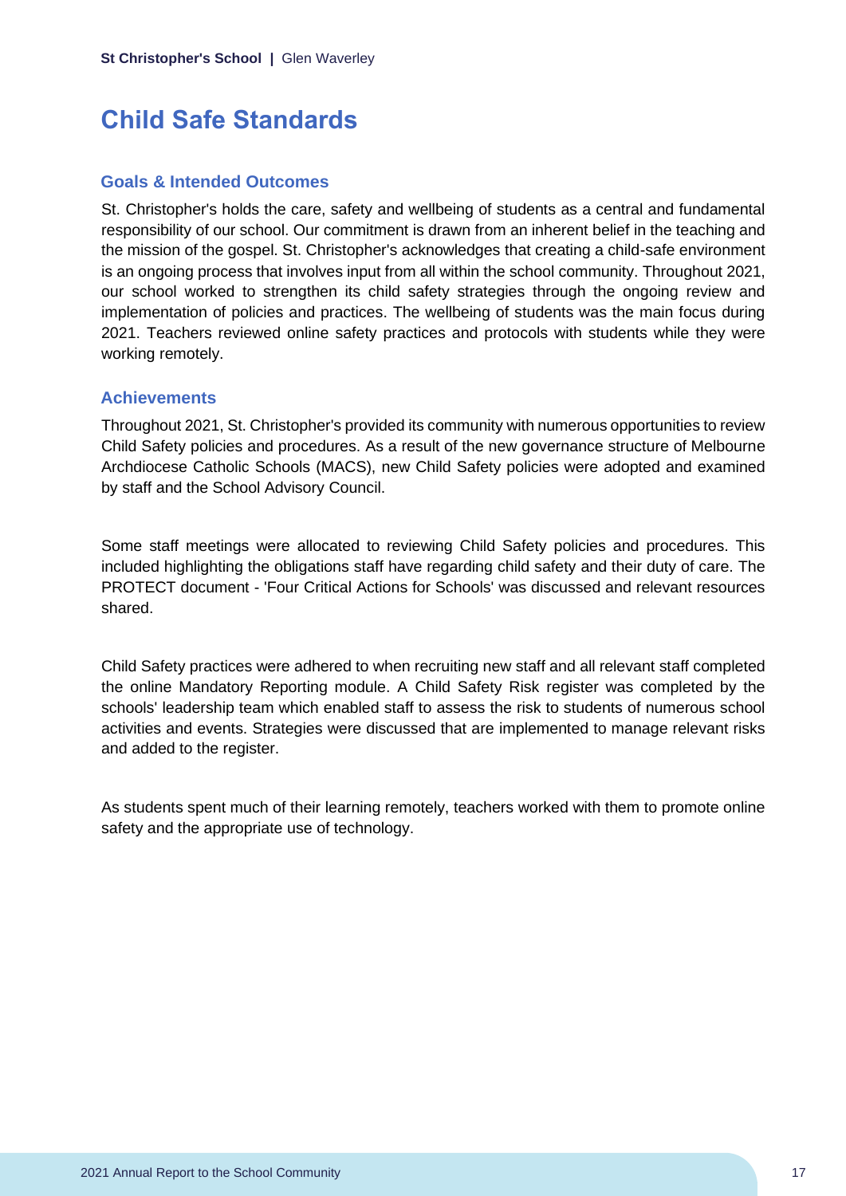# Child Safe Standards

## Goals & Intended Outcomes

St. Christopher's holds the care, safety and wellbeing of students as a central and fundamental responsibility of our school. Our commitment is drawn from an inherent belief in the teaching and the mission of the gospel. St. Christopher's acknowledges that creating a child-safe environment is an ongoing process that involves input from all within the school community. Throughout 2021, our school worked to strengthen its child safety strategies through the ongoing review and implementation of policies and practices. The wellbeing of students was the main focus during 2021. Teachers reviewed online safety practices and protocols with students while they were working remotely.

## Achievements

Throughout 2021, St. Christopher's provided its community with numerous opportunities to review Child Safety policies and procedures. As a result of the new governance structure of Melbourne Archdiocese Catholic Schools (MACS), new Child Safety policies were adopted and examined by staff and the School Advisory Council.

Some staff meetings were allocated to reviewing Child Safety policies and procedures. This included highlighting the obligations staff have regarding child safety and their duty of care. The PROTECT document - 'Four Critical Actions for Schools' was discussed and relevant resources shared.

Child Safety practices were adhered to when recruiting new staff and all relevant staff completed the online Mandatory Reporting module. A Child Safety Risk register was completed by the schools' leadership team which enabled staff to assess the risk to students of numerous school activities and events. Strategies were discussed that are implemented to manage relevant risks and added to the register.

As students spent much of their learning remotely, teachers worked with them to promote online safety and the appropriate use of technology.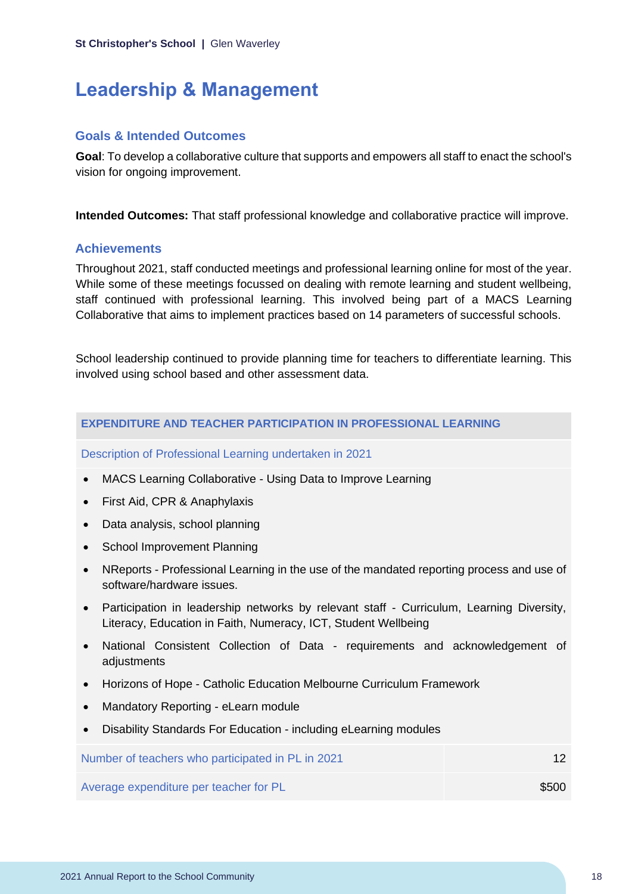# Leadership & Management

## Goals & Intended Outcomes

**Goal**: To develop a collaborative culture that supports and empowers all staff to enact the school's vision for ongoing improvement.

**Intended Outcomes:** That staff professional knowledge and collaborative practice will improve.

## Achievements

Throughout 2021, staff conducted meetings and professional learning online for most of the year. While some of these meetings focussed on dealing with remote learning and student wellbeing, staff continued with professional learning. This involved being part of a MACS Learning Collaborative that aims to implement practices based on 14 parameters of successful schools.

School leadership continued to provide planning time for teachers to differentiate learning. This involved using school based and other assessment data.

### EXPENDITURE AND TEACHER PARTICIPATION IN PROFESSIONAL LEARNING

Description of Professional Learning undertaken in 2021

- MACS Learning Collaborative - Using Data to Improve Learning
- First Aid, CPR & Anaphylaxis
- Data analysis, school planning
- School Improvement Planning
- NReports - Professional Learning in the use of the mandated reporting process and use of software/hardware issues.
- Participation in leadership networks by relevant staff - Curriculum, Learning Diversity, Literacy, Education in Faith, Numeracy, ICT, Student Wellbeing
- National Consistent Collection of Data - requirements and acknowledgement of adjustments
- Horizons of Hope - Catholic Education Melbourne Curriculum Framework
- Mandatory Reporting - eLearn module
- Disability Standards For Education - including eLearning modules

| | |
|---|---|
| Number of teachers who participated in PL in 2021 | 12 |
| Average expenditure per teacher for PL | $500 |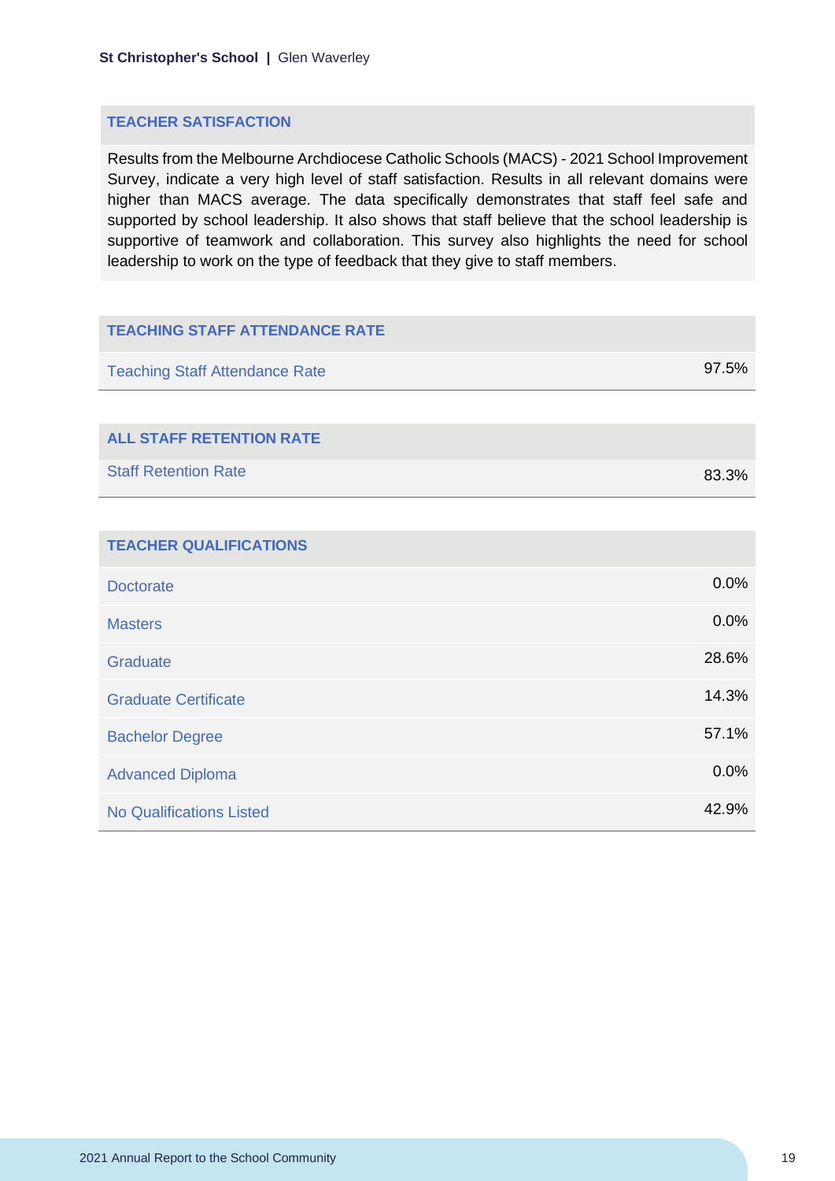## TEACHER SATISFACTION

Results from the Melbourne Archdiocese Catholic Schools (MACS) - 2021 School Improvement Survey, indicate a very high level of staff satisfaction. Results in all relevant domains were higher than MACS average. The data specifically demonstrates that staff feel safe and supported by school leadership. It also shows that staff believe that the school leadership is supportive of teamwork and collaboration. This survey also highlights the need for school leadership to work on the type of feedback that they give to staff members.

| TEACHING STAFF ATTENDANCE RATE | |
|---|---|
| Teaching Staff Attendance Rate | 97.5% |

| ALL STAFF RETENTION RATE | |
|---|---|
| Staff Retention Rate | 83.3% |

| TEACHER QUALIFICATIONS | |
|---|---|
| Doctorate | 0.0% |
| Masters | 0.0% |
| Graduate | 28.6% |
| Graduate Certificate | 14.3% |
| Bachelor Degree | 57.1% |
| Advanced Diploma | 0.0% |
| No Qualifications Listed | 42.9% |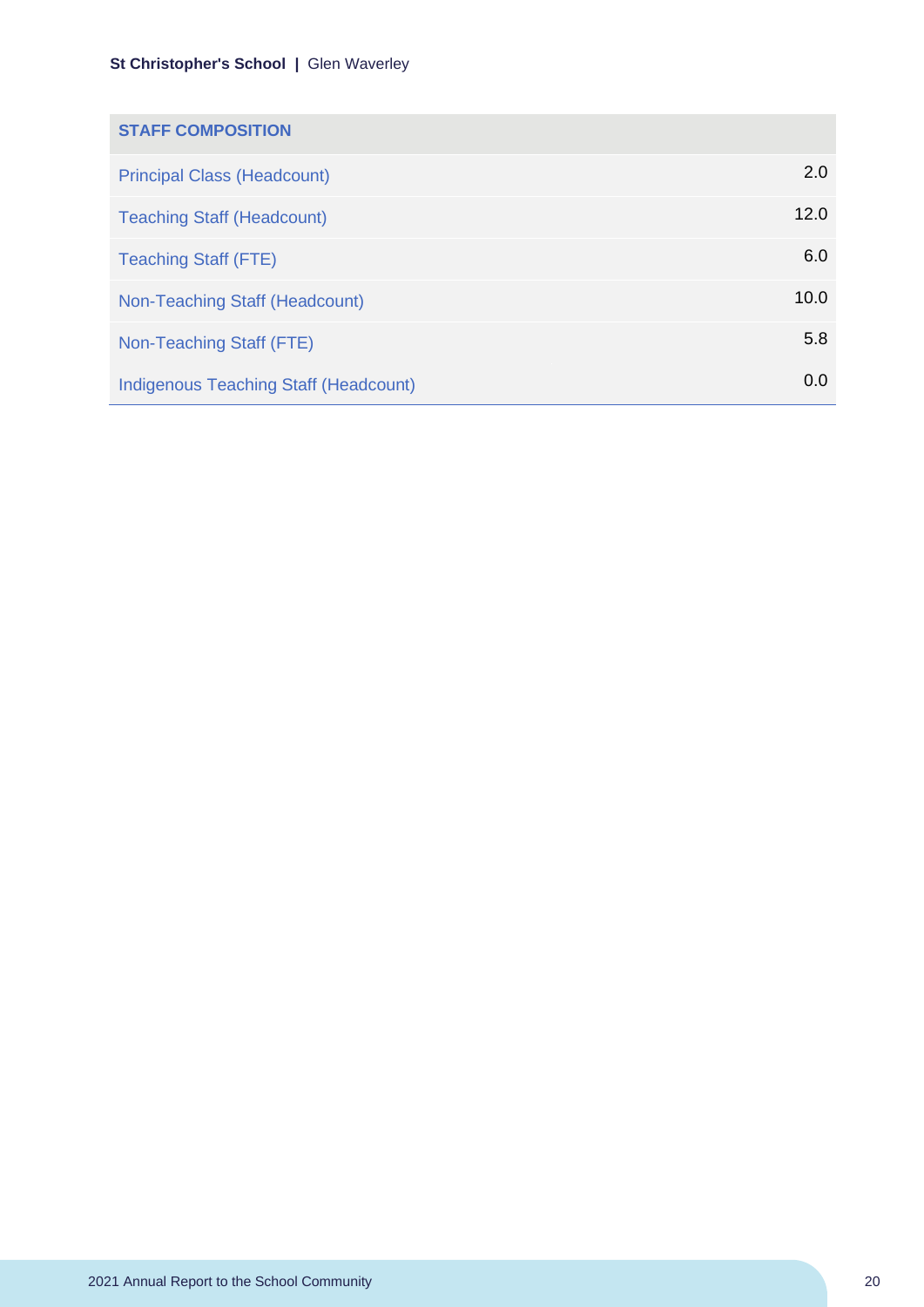| STAFF COMPOSITION | |
|---|---|
| Principal Class (Headcount) | 2.0 |
| Teaching Staff (Headcount) | 12.0 |
| Teaching Staff (FTE) | 6.0 |
| Non-Teaching Staff (Headcount) | 10.0 |
| Non-Teaching Staff (FTE) | 5.8 |
| Indigenous Teaching Staff (Headcount) | 0.0 |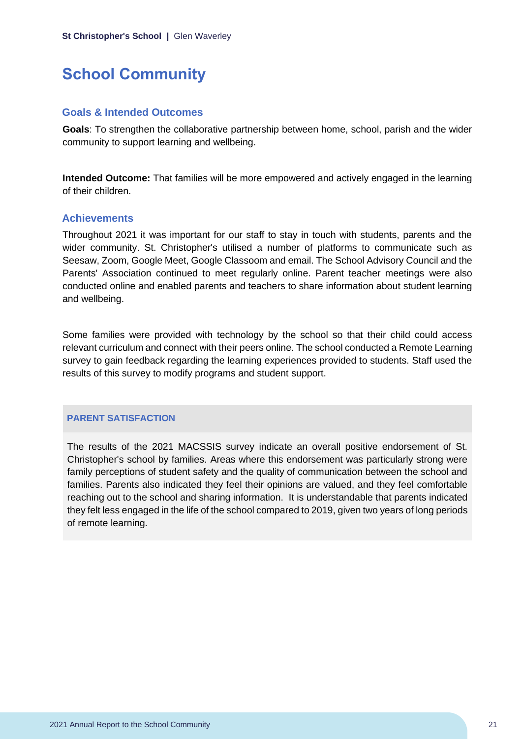# School Community

## Goals & Intended Outcomes

**Goals**: To strengthen the collaborative partnership between home, school, parish and the wider community to support learning and wellbeing.

**Intended Outcome:** That families will be more empowered and actively engaged in the learning of their children.

## Achievements

Throughout 2021 it was important for our staff to stay in touch with students, parents and the wider community. St. Christopher's utilised a number of platforms to communicate such as Seesaw, Zoom, Google Meet, Google Classoom and email. The School Advisory Council and the Parents' Association continued to meet regularly online. Parent teacher meetings were also conducted online and enabled parents and teachers to share information about student learning and wellbeing.

Some families were provided with technology by the school so that their child could access relevant curriculum and connect with their peers online. The school conducted a Remote Learning survey to gain feedback regarding the learning experiences provided to students. Staff used the results of this survey to modify programs and student support.

### PARENT SATISFACTION

The results of the 2021 MACSSIS survey indicate an overall positive endorsement of St. Christopher's school by families. Areas where this endorsement was particularly strong were family perceptions of student safety and the quality of communication between the school and families. Parents also indicated they feel their opinions are valued, and they feel comfortable reaching out to the school and sharing information. It is understandable that parents indicated they felt less engaged in the life of the school compared to 2019, given two years of long periods of remote learning.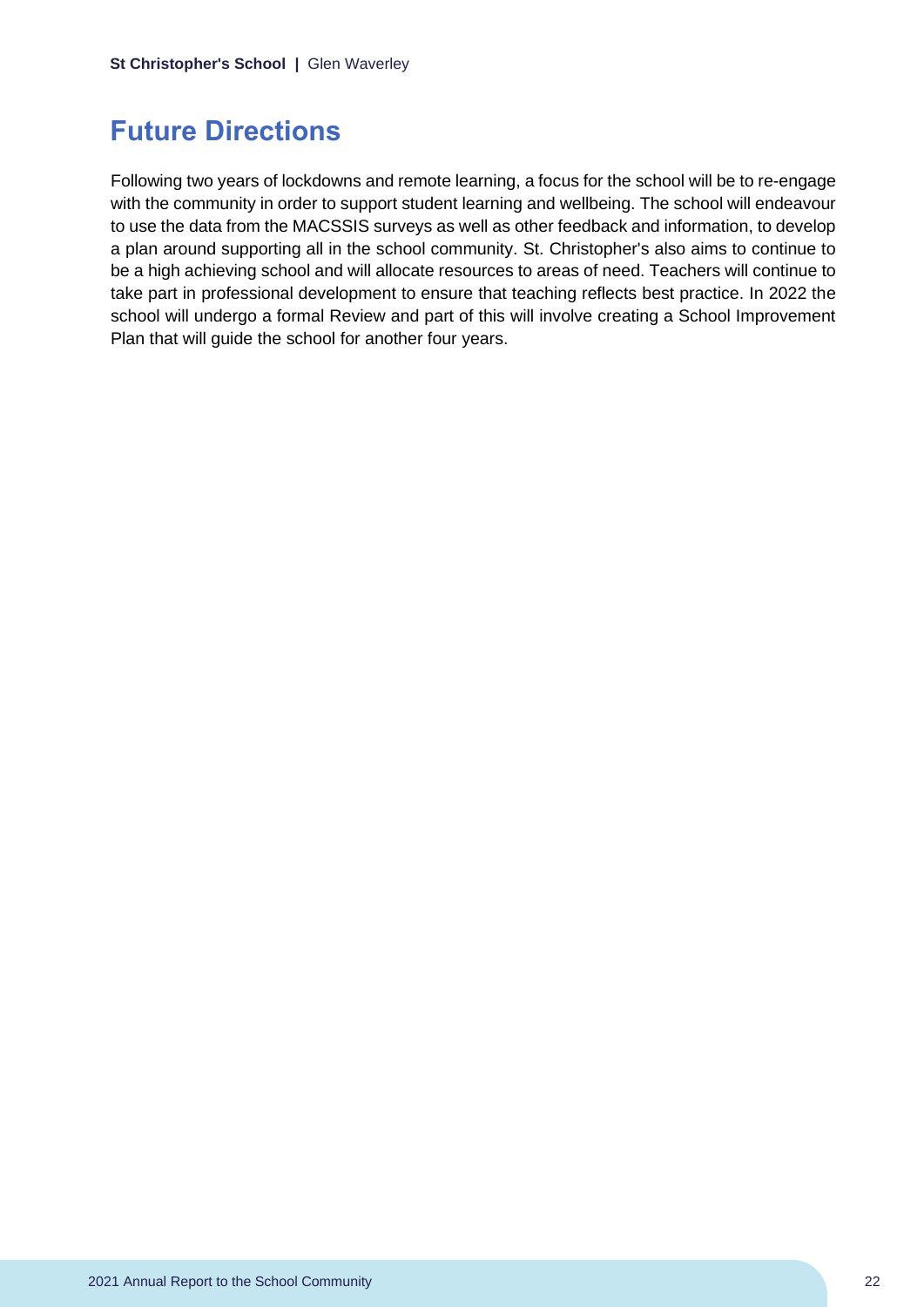## Future Directions

Following two years of lockdowns and remote learning, a focus for the school will be to re-engage with the community in order to support student learning and wellbeing. The school will endeavour to use the data from the MACSSIS surveys as well as other feedback and information, to develop a plan around supporting all in the school community. St. Christopher's also aims to continue to be a high achieving school and will allocate resources to areas of need. Teachers will continue to take part in professional development to ensure that teaching reflects best practice. In 2022 the school will undergo a formal Review and part of this will involve creating a School Improvement Plan that will guide the school for another four years.